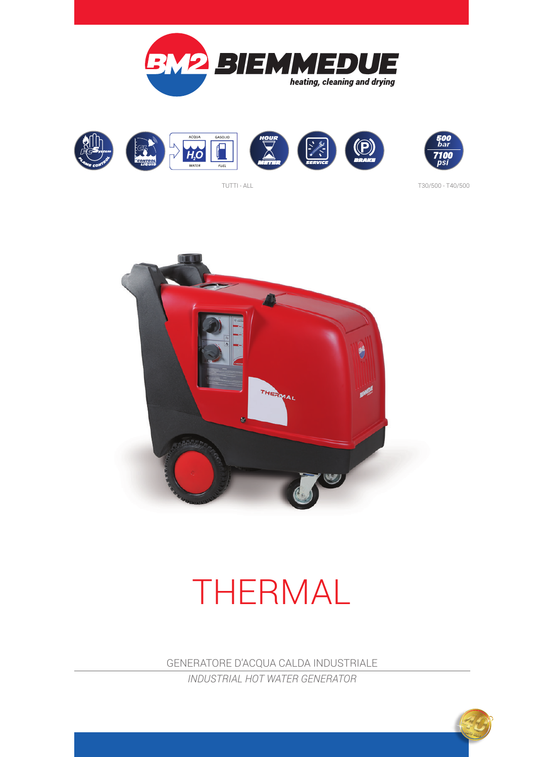BIEMMEDUE

heating, cleaning and drying

TUTTI - ALL

T30/500 - T40/500

# THERMAL

GENERATORE D'ACQUA CALDA INDUSTRIALE

*INDUSTRIAL HOT WATER GENERATOR*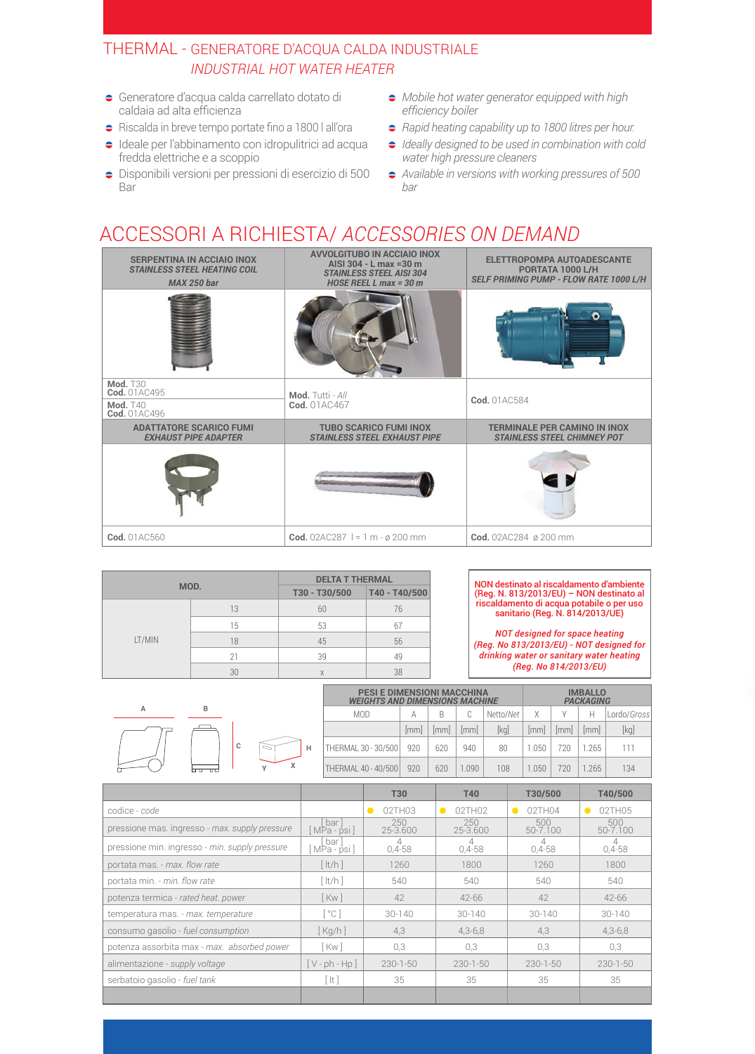# THERMAL - GENERATORE D'ACQUA CALDA INDUSTRIALE

## *INDUSTRIAL HOT WATER HEATER*

- Generatore d'acqua calda carrellato dotato di caldaia ad alta efficienza
- Riscalda in breve tempo portate fino a 1800 l all'ora
- Ideale per l'abbinamento con idropulitrici ad acqua fredda elettriche e a scoppio
- Disponibili versioni per pressioni di esercizio di 500 Bar

- *Mobile hot water generator equipped with high efficiency boiler*
- *Rapid heating capability up to 1800 litres per hour.*
- *Ideally designed to be used in combination with cold water high pressure cleaners*
- *Available in versions with working pressures of 500 bar*

## ACCESSORI A RICHIESTA/ *ACCESSORIES ON DEMAND*

| SERPENTINA IN ACCIAIO INOX *STAINLESS STEEL HEATING COIL* *MAX 250 bar* | AVVOLGITUBO IN ACCIAIO INOX AISI 304 - L max =30 m *STAINLESS STEEL AISI 304 HOSE REEL L max = 30 m* | ELETTROPOMPA AUTOADESCANTE PORTATA 1000 L/H *SELF PRIMING PUMP - FLOW RATE 1000 L/H* |
|---|---|---|
| **Mod.** T30 **Cod.** 01AC495 / **Mod.** T40 **Cod.** 01AC496 | **Mod.** Tutti - *All* **Cod.** 01AC467 | **Cod.** 01AC584 |
| **ADATTATORE SCARICO FUMI** *EXHAUST PIPE ADAPTER* | **TUBO SCARICO FUMI INOX** *STAINLESS STEEL EXHAUST PIPE* | **TERMINALE PER CAMINO IN INOX** *STAINLESS STEEL CHIMNEY POT* |
| **Cod.** 01AC560 | **Cod.** 02AC287 l = 1 m - ø 200 mm | **Cod.** 02AC284 ø 200 mm |

| MOD. | | DELTA T THERMAL | |
|---|---|---|---|
| | | T30 - T30/500 | T40 - T40/500 |
| LT/MIN | 13 | 60 | 76 |
| | 15 | 53 | 67 |
| | 18 | 45 | 56 |
| | 21 | 39 | 49 |
| | 30 | x | 38 |

NON destinato al riscaldamento d'ambiente (Reg. N. 813/2013/EU) – NON destinato al riscaldamento di acqua potabile o per uso sanitario (Reg. N. 814/2013/UE)

*NOT designed for space heating (Reg. No 813/2013/EU) - NOT designed for drinking water or sanitary water heating (Reg. No 814/2013/EU)*

A B C H X Y

| PESI E DIMENSIONI MACCHINA *WEIGHTS AND DIMENSIONS MACHINE* | | | | | IMBALLO *PACKAGING* | | | |
|---|---|---|---|---|---|---|---|---|
| MOD | A | B | C | Netto/*Net* | X | Y | H | Lordo/*Gross* |
| | [mm] | [mm] | [mm] | [kg] | [mm] | [mm] | [mm] | [kg] |
| THERMAL 30 - 30/500 | 920 | 620 | 940 | 80 | 1.050 | 720 | 1.265 | 111 |
| THERMAL 40 - 40/500 | 920 | 620 | 1.090 | 108 | 1.050 | 720 | 1.265 | 134 |

| | | T30 | T40 | T30/500 | T40/500 |
|---|---|---|---|---|---|
| codice - *code* | | 02TH03 | 02TH02 | 02TH04 | 02TH05 |
| pressione mas. ingresso - *max. supply pressure* | [bar] [MPa - psi] | 250 25-3.600 | 250 25-3.600 | 500 50-7.100 | 500 50-7.100 |
| pressione min. ingresso - *min. supply pressure* | [bar] [MPa - psi] | 4 0,4-58 | 4 0,4-58 | 4 0,4-58 | 4 0,4-58 |
| portata mas. - *max. flow rate* | [lt/h] | 1260 | 1800 | 1260 | 1800 |
| portata min. - *min. flow rate* | [lt/h] | 540 | 540 | 540 | 540 |
| potenza termica - *rated heat. power* | [Kw] | 42 | 42-66 | 42 | 42-66 |
| temperatura mas. - *max. temperature* | [°C] | 30-140 | 30-140 | 30-140 | 30-140 |
| consumo gasolio - *fuel consumption* | [Kg/h] | 4,3 | 4,3-6,8 | 4,3 | 4,3-6,8 |
| potenza assorbita max - *max. absorbed power* | [Kw] | 0,3 | 0,3 | 0,3 | 0,3 |
| alimentazione - *supply voltage* | [V - ph - Hp] | 230-1-50 | 230-1-50 | 230-1-50 | 230-1-50 |
| serbatoio gasolio - *fuel tank* | [lt] | 35 | 35 | 35 | 35 |